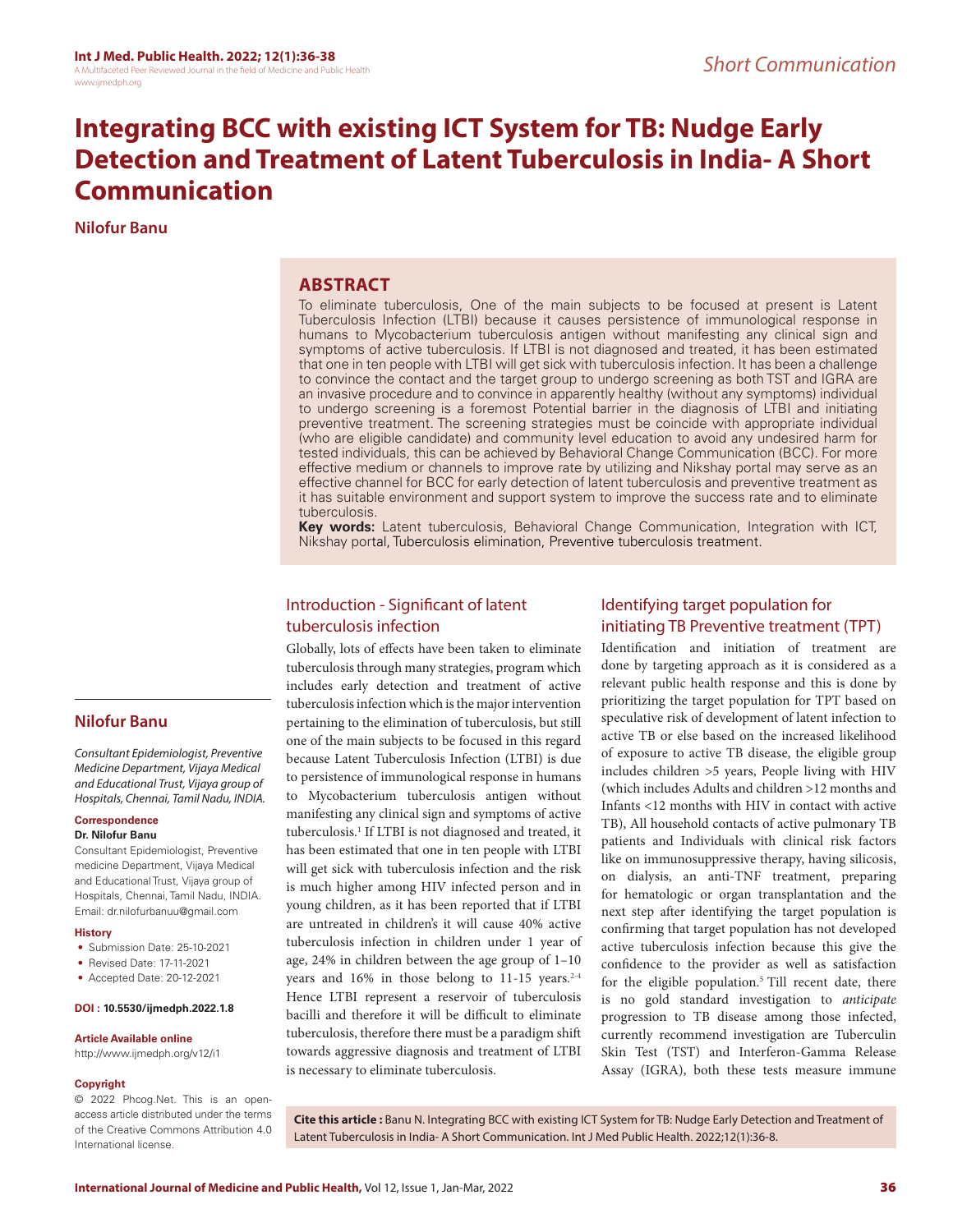*Short Communication*

# Integrating BCC with existing ICT System for TB: Nudge Early Detection and Treatment of Latent Tuberculosis in India- A Short Communication

**Nilofur Banu**

## ABSTRACT

To eliminate tuberculosis, One of the main subjects to be focused at present is Latent Tuberculosis Infection (LTBI) because it causes persistence of immunological response in humans to Mycobacterium tuberculosis antigen without manifesting any clinical sign and symptoms of active tuberculosis. If LTBI is not diagnosed and treated, it has been estimated that one in ten people with LTBI will get sick with tuberculosis infection. It has been a challenge to convince the contact and the target group to undergo screening as both TST and IGRA are an invasive procedure and to convince in apparently healthy (without any symptoms) individual to undergo screening is a foremost Potential barrier in the diagnosis of LTBI and initiating preventive treatment. The screening strategies must be coincide with appropriate individual (who are eligible candidate) and community level education to avoid any undesired harm for tested individuals, this can be achieved by Behavioral Change Communication (BCC). For more effective medium or channels to improve rate by utilizing and Nikshay portal may serve as an effective channel for BCC for early detection of latent tuberculosis and preventive treatment as it has suitable environment and support system to improve the success rate and to eliminate tuberculosis.

**Key words:** Latent tuberculosis, Behavioral Change Communication, Integration with ICT, Nikshay portal, Tuberculosis elimination, Preventive tuberculosis treatment.

## Nilofur Banu

*Consultant Epidemiologist, Preventive Medicine Department, Vijaya Medical and Educational Trust, Vijaya group of Hospitals, Chennai, Tamil Nadu, INDIA.*

**Correspondence**

**Dr. Nilofur Banu**

Consultant Epidemiologist, Preventive medicine Department, Vijaya Medical and Educational Trust, Vijaya group of Hospitals, Chennai, Tamil Nadu, INDIA.

Email: dr.nilofurbanuu@gmail.com

**History**

- Submission Date: 25-10-2021
- Revised Date: 17-11-2021
- Accepted Date: 20-12-2021

**DOI : 10.5530/ijmedph.2022.1.8**

**Article Available online**

http://www.ijmedph.org/v12/i1

**Copyright**

© 2022 Phcog.Net. This is an open-access article distributed under the terms of the Creative Commons Attribution 4.0 International license.

## Introduction - Significant of latent tuberculosis infection

Globally, lots of effects have been taken to eliminate tuberculosis through many strategies, program which includes early detection and treatment of active tuberculosis infection which is the major intervention pertaining to the elimination of tuberculosis, but still one of the main subjects to be focused in this regard because Latent Tuberculosis Infection (LTBI) is due to persistence of immunological response in humans to Mycobacterium tuberculosis antigen without manifesting any clinical sign and symptoms of active tuberculosis.[1] If LTBI is not diagnosed and treated, it has been estimated that one in ten people with LTBI will get sick with tuberculosis infection and the risk is much higher among HIV infected person and in young children, as it has been reported that if LTBI are untreated in children's it will cause 40% active tuberculosis infection in children under 1 year of age, 24% in children between the age group of 1–10 years and 16% in those belong to 11-15 years.[2-4] Hence LTBI represent a reservoir of tuberculosis bacilli and therefore it will be difficult to eliminate tuberculosis, therefore there must be a paradigm shift towards aggressive diagnosis and treatment of LTBI is necessary to eliminate tuberculosis.

## Identifying target population for initiating TB Preventive treatment (TPT)

Identification and initiation of treatment are done by targeting approach as it is considered as a relevant public health response and this is done by prioritizing the target population for TPT based on speculative risk of development of latent infection to active TB or else based on the increased likelihood of exposure to active TB disease, the eligible group includes children >5 years, People living with HIV (which includes Adults and children >12 months and Infants <12 months with HIV in contact with active TB), All household contacts of active pulmonary TB patients and Individuals with clinical risk factors like on immunosuppressive therapy, having silicosis, on dialysis, an anti-TNF treatment, preparing for hematologic or organ transplantation and the next step after identifying the target population is confirming that target population has not developed active tuberculosis infection because this give the confidence to the provider as well as satisfaction for the eligible population.[5] Till recent date, there is no gold standard investigation to *anticipate* progression to TB disease among those infected, currently recommend investigation are Tuberculin Skin Test (TST) and Interferon-Gamma Release Assay (IGRA), both these tests measure immune

**Cite this article :** Banu N. Integrating BCC with existing ICT System for TB: Nudge Early Detection and Treatment of Latent Tuberculosis in India- A Short Communication. Int J Med Public Health. 2022;12(1):36-8.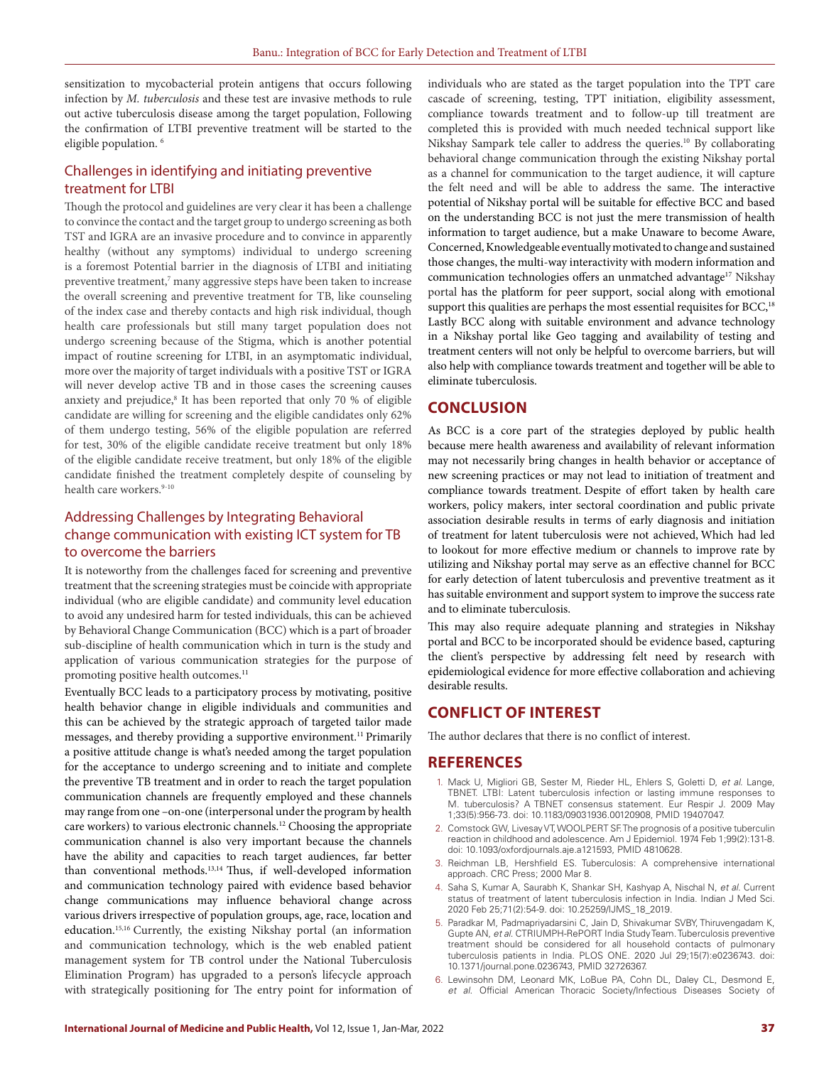sensitization to mycobacterial protein antigens that occurs following infection by *M. tuberculosis* and these test are invasive methods to rule out active tuberculosis disease among the target population, Following the confirmation of LTBI preventive treatment will be started to the eligible population. [6]

## Challenges in identifying and initiating preventive treatment for LTBI

Though the protocol and guidelines are very clear it has been a challenge to convince the contact and the target group to undergo screening as both TST and IGRA are an invasive procedure and to convince in apparently healthy (without any symptoms) individual to undergo screening is a foremost Potential barrier in the diagnosis of LTBI and initiating preventive treatment,[7] many aggressive steps have been taken to increase the overall screening and preventive treatment for TB, like counseling of the index case and thereby contacts and high risk individual, though health care professionals but still many target population does not undergo screening because of the Stigma, which is another potential impact of routine screening for LTBI, in an asymptomatic individual, more over the majority of target individuals with a positive TST or IGRA will never develop active TB and in those cases the screening causes anxiety and prejudice,[8] It has been reported that only 70 % of eligible candidate are willing for screening and the eligible candidates only 62% of them undergo testing, 56% of the eligible population are referred for test, 30% of the eligible candidate receive treatment but only 18% of the eligible candidate receive treatment, but only 18% of the eligible candidate finished the treatment completely despite of counseling by health care workers.[9-10]

## Addressing Challenges by Integrating Behavioral change communication with existing ICT system for TB to overcome the barriers

It is noteworthy from the challenges faced for screening and preventive treatment that the screening strategies must be coincide with appropriate individual (who are eligible candidate) and community level education to avoid any undesired harm for tested individuals, this can be achieved by Behavioral Change Communication (BCC) which is a part of broader sub-discipline of health communication which in turn is the study and application of various communication strategies for the purpose of promoting positive health outcomes.[11]

Eventually BCC leads to a participatory process by motivating, positive health behavior change in eligible individuals and communities and this can be achieved by the strategic approach of targeted tailor made messages, and thereby providing a supportive environment.[11] Primarily a positive attitude change is what's needed among the target population for the acceptance to undergo screening and to initiate and complete the preventive TB treatment and in order to reach the target population communication channels are frequently employed and these channels may range from one –on-one (interpersonal under the program by health care workers) to various electronic channels.[12] Choosing the appropriate communication channel is also very important because the channels have the ability and capacities to reach target audiences, far better than conventional methods.[13,14] Thus, if well-developed information and communication technology paired with evidence based behavior change communications may influence behavioral change across various drivers irrespective of population groups, age, race, location and education.[15,16] Currently, the existing Nikshay portal (an information and communication technology, which is the web enabled patient management system for TB control under the National Tuberculosis Elimination Program) has upgraded to a person's lifecycle approach with strategically positioning for The entry point for information of individuals who are stated as the target population into the TPT care cascade of screening, testing, TPT initiation, eligibility assessment, compliance towards treatment and to follow-up till treatment are completed this is provided with much needed technical support like Nikshay Sampark tele caller to address the queries.[10] By collaborating behavioral change communication through the existing Nikshay portal as a channel for communication to the target audience, it will capture the felt need and will be able to address the same. The interactive potential of Nikshay portal will be suitable for effective BCC and based on the understanding BCC is not just the mere transmission of health information to target audience, but a make Unaware to become Aware, Concerned, Knowledgeable eventually motivated to change and sustained those changes, the multi-way interactivity with modern information and communication technologies offers an unmatched advantage[17] Nikshay portal has the platform for peer support, social along with emotional support this qualities are perhaps the most essential requisites for BCC,[18] Lastly BCC along with suitable environment and advance technology in a Nikshay portal like Geo tagging and availability of testing and treatment centers will not only be helpful to overcome barriers, but will also help with compliance towards treatment and together will be able to eliminate tuberculosis.

# CONCLUSION

As BCC is a core part of the strategies deployed by public health because mere health awareness and availability of relevant information may not necessarily bring changes in health behavior or acceptance of new screening practices or may not lead to initiation of treatment and compliance towards treatment. Despite of effort taken by health care workers, policy makers, inter sectoral coordination and public private association desirable results in terms of early diagnosis and initiation of treatment for latent tuberculosis were not achieved, Which had led to lookout for more effective medium or channels to improve rate by utilizing and Nikshay portal may serve as an effective channel for BCC for early detection of latent tuberculosis and preventive treatment as it has suitable environment and support system to improve the success rate and to eliminate tuberculosis.

This may also require adequate planning and strategies in Nikshay portal and BCC to be incorporated should be evidence based, capturing the client's perspective by addressing felt need by research with epidemiological evidence for more effective collaboration and achieving desirable results.

# CONFLICT OF INTEREST

The author declares that there is no conflict of interest.

# REFERENCES

1. Mack U, Migliori GB, Sester M, Rieder HL, Ehlers S, Goletti D, *et al.* Lange, TBNET. LTBI: Latent tuberculosis infection or lasting immune responses to M. tuberculosis? A TBNET consensus statement. Eur Respir J. 2009 May 1;33(5):956-73. doi: 10.1183/09031936.00120908, PMID 19407047.
2. Comstock GW, Livesay VT, WOOLPERT SF. The prognosis of a positive tuberculin reaction in childhood and adolescence. Am J Epidemiol. 1974 Feb 1;99(2):131-8. doi: 10.1093/oxfordjournals.aje.a121593, PMID 4810628.
3. Reichman LB, Hershfield ES. Tuberculosis: A comprehensive international approach. CRC Press; 2000 Mar 8.
4. Saha S, Kumar A, Saurabh K, Shankar SH, Kashyap A, Nischal N, *et al.* Current status of treatment of latent tuberculosis infection in India. Indian J Med Sci. 2020 Feb 25;71(2):54-9. doi: 10.25259/IJMS_18_2019.
5. Paradkar M, Padmapriyadarsini C, Jain D, Shivakumar SVBY, Thiruvengadam K, Gupte AN, *et al.* CTRIUMPH-RePORT India Study Team. Tuberculosis preventive treatment should be considered for all household contacts of pulmonary tuberculosis patients in India. PLOS ONE. 2020 Jul 29;15(7):e0236743. doi: 10.1371/journal.pone.0236743, PMID 32726367.
6. Lewinsohn DM, Leonard MK, LoBue PA, Cohn DL, Daley CL, Desmond E, *et al.* Official American Thoracic Society/Infectious Diseases Society of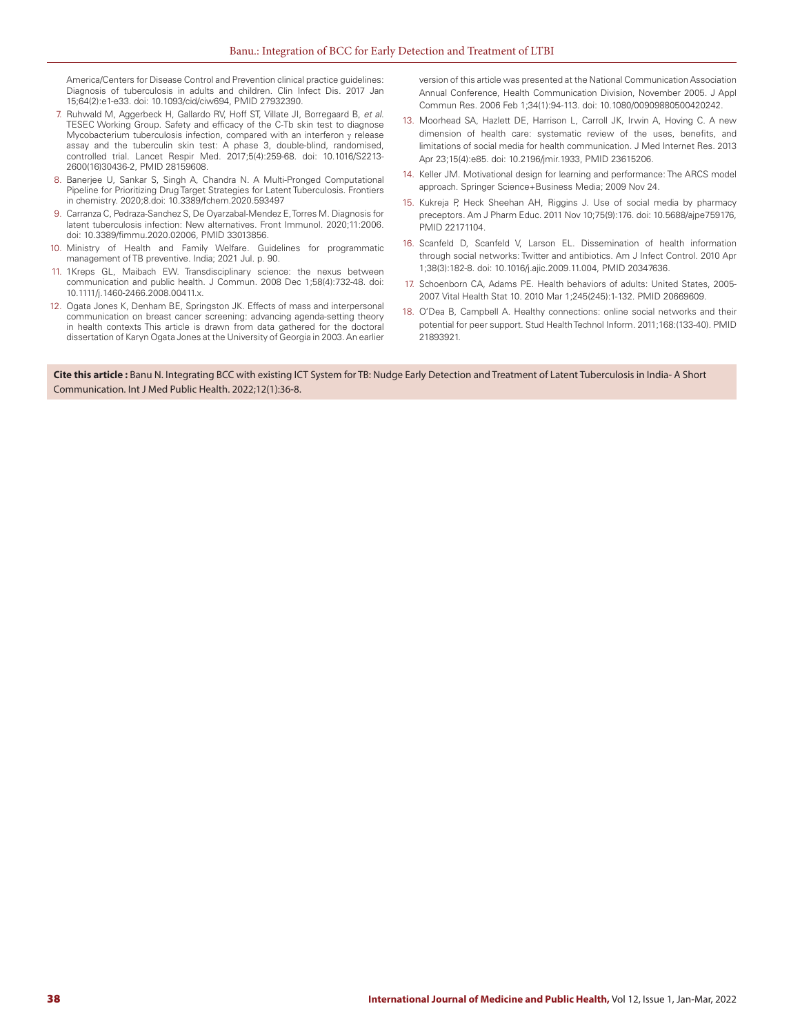America/Centers for Disease Control and Prevention clinical practice guidelines: Diagnosis of tuberculosis in adults and children. Clin Infect Dis. 2017 Jan 15;64(2):e1-e33. doi: 10.1093/cid/ciw694, PMID 27932390.

7. Ruhwald M, Aggerbeck H, Gallardo RV, Hoff ST, Villate JI, Borregaard B, *et al.* TESEC Working Group. Safety and efficacy of the C-Tb skin test to diagnose Mycobacterium tuberculosis infection, compared with an interferon γ release assay and the tuberculin skin test: A phase 3, double-blind, randomised, controlled trial. Lancet Respir Med. 2017;5(4):259-68. doi: 10.1016/S2213-2600(16)30436-2, PMID 28159608.
8. Banerjee U, Sankar S, Singh A, Chandra N. A Multi-Pronged Computational Pipeline for Prioritizing Drug Target Strategies for Latent Tuberculosis. Frontiers in chemistry. 2020;8.doi: 10.3389/fchem.2020.593497
9. Carranza C, Pedraza-Sanchez S, De Oyarzabal-Mendez E, Torres M. Diagnosis for latent tuberculosis infection: New alternatives. Front Immunol. 2020;11:2006. doi: 10.3389/fimmu.2020.02006, PMID 33013856.
10. Ministry of Health and Family Welfare. Guidelines for programmatic management of TB preventive. India; 2021 Jul. p. 90.
11. 1Kreps GL, Maibach EW. Transdisciplinary science: the nexus between communication and public health. J Commun. 2008 Dec 1;58(4):732-48. doi: 10.1111/j.1460-2466.2008.00411.x.
12. Ogata Jones K, Denham BE, Springston JK. Effects of mass and interpersonal communication on breast cancer screening: advancing agenda-setting theory in health contexts This article is drawn from data gathered for the doctoral dissertation of Karyn Ogata Jones at the University of Georgia in 2003. An earlier version of this article was presented at the National Communication Association Annual Conference, Health Communication Division, November 2005. J Appl Commun Res. 2006 Feb 1;34(1):94-113. doi: 10.1080/00909880500420242.
13. Moorhead SA, Hazlett DE, Harrison L, Carroll JK, Irwin A, Hoving C. A new dimension of health care: systematic review of the uses, benefits, and limitations of social media for health communication. J Med Internet Res. 2013 Apr 23;15(4):e85. doi: 10.2196/jmir.1933, PMID 23615206.
14. Keller JM. Motivational design for learning and performance: The ARCS model approach. Springer Science+Business Media; 2009 Nov 24.
15. Kukreja P, Heck Sheehan AH, Riggins J. Use of social media by pharmacy preceptors. Am J Pharm Educ. 2011 Nov 10;75(9):176. doi: 10.5688/ajpe759176, PMID 22171104.
16. Scanfeld D, Scanfeld V, Larson EL. Dissemination of health information through social networks: Twitter and antibiotics. Am J Infect Control. 2010 Apr 1;38(3):182-8. doi: 10.1016/j.ajic.2009.11.004, PMID 20347636.
17. Schoenborn CA, Adams PE. Health behaviors of adults: United States, 2005-2007. Vital Health Stat 10. 2010 Mar 1;245(245):1-132. PMID 20669609.
18. O'Dea B, Campbell A. Healthy connections: online social networks and their potential for peer support. Stud Health Technol Inform. 2011;168:(133-40). PMID 21893921.

**Cite this article :** Banu N. Integrating BCC with existing ICT System for TB: Nudge Early Detection and Treatment of Latent Tuberculosis in India- A Short Communication. Int J Med Public Health. 2022;12(1):36-8.